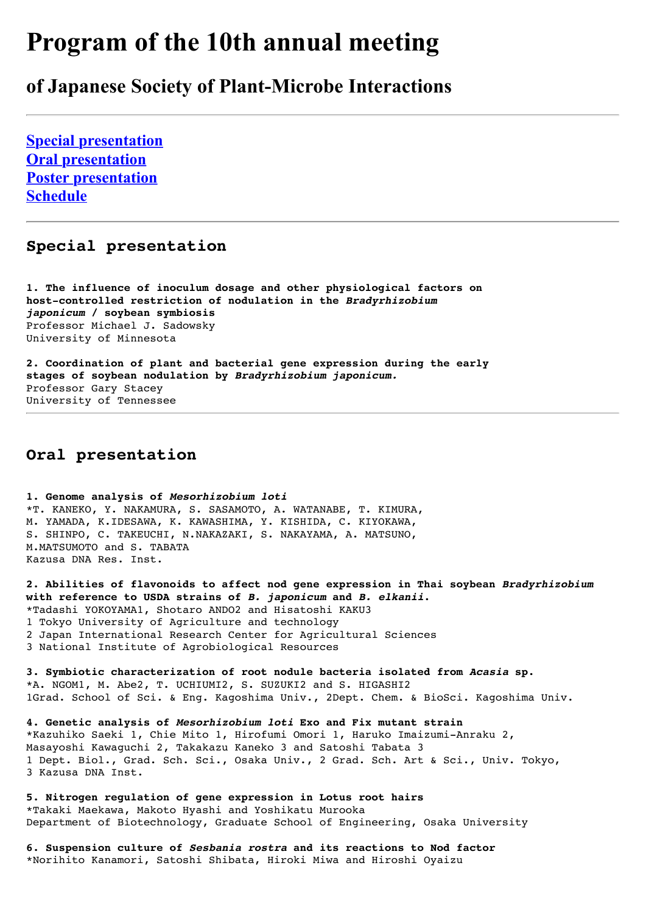# Program of the 10th annual meeting

## of Japanese Society of Plant-Microbe Interactions

---

[Special presentation](#)
[Oral presentation](#)
[Poster presentation](#)
[Schedule](#)

---

### Special presentation

**1. The influence of inoculum dosage and other physiological factors on host-controlled restriction of nodulation in the *Bradyrhizobium japonicum* / soybean symbiosis**
Professor Michael J. Sadowsky
University of Minnesota

**2. Coordination of plant and bacterial gene expression during the early stages of soybean nodulation by *Bradyrhizobium japonicum.***
Professor Gary Stacey
University of Tennessee

---

### Oral presentation

**1. Genome analysis of *Mesorhizobium loti***
*T. KANEKO, Y. NAKAMURA, S. SASAMOTO, A. WATANABE, T. KIMURA, M. YAMADA, K.IDESAWA, K. KAWASHIMA, Y. KISHIDA, C. KIYOKAWA, S. SHINPO, C. TAKEUCHI, N.NAKAZAKI, S. NAKAYAMA, A. MATSUNO, M.MATSUMOTO and S. TABATA
Kazusa DNA Res. Inst.

**2. Abilities of flavonoids to affect nod gene expression in Thai soybean *Bradyrhizobium* with reference to USDA strains of *B. japonicum* and *B. elkanii*.**
*Tadashi YOKOYAMA1, Shotaro ANDO2 and Hisatoshi KAKU3
1 Tokyo University of Agriculture and technology
2 Japan International Research Center for Agricultural Sciences
3 National Institute of Agrobiological Resources

**3. Symbiotic characterization of root nodule bacteria isolated from *Acasia* sp.**
*A. NGOM1, M. Abe2, T. UCHIUMI2, S. SUZUKI2 and S. HIGASHI2
1Grad. School of Sci. & Eng. Kagoshima Univ., 2Dept. Chem. & BioSci. Kagoshima Univ.

**4. Genetic analysis of *Mesorhizobium loti* Exo and Fix mutant strain**
*Kazuhiko Saeki 1, Chie Mito 1, Hirofumi Omori 1, Haruko Imaizumi-Anraku 2, Masayoshi Kawaguchi 2, Takakazu Kaneko 3 and Satoshi Tabata 3
1 Dept. Biol., Grad. Sch. Sci., Osaka Univ., 2 Grad. Sch. Art & Sci., Univ. Tokyo, 3 Kazusa DNA Inst.

**5. Nitrogen regulation of gene expression in Lotus root hairs**
*Takaki Maekawa, Makoto Hyashi and Yoshikatu Murooka
Department of Biotechnology, Graduate School of Engineering, Osaka University

**6. Suspension culture of *Sesbania rostra* and its reactions to Nod factor**
*Norihito Kanamori, Satoshi Shibata, Hiroki Miwa and Hiroshi Oyaizu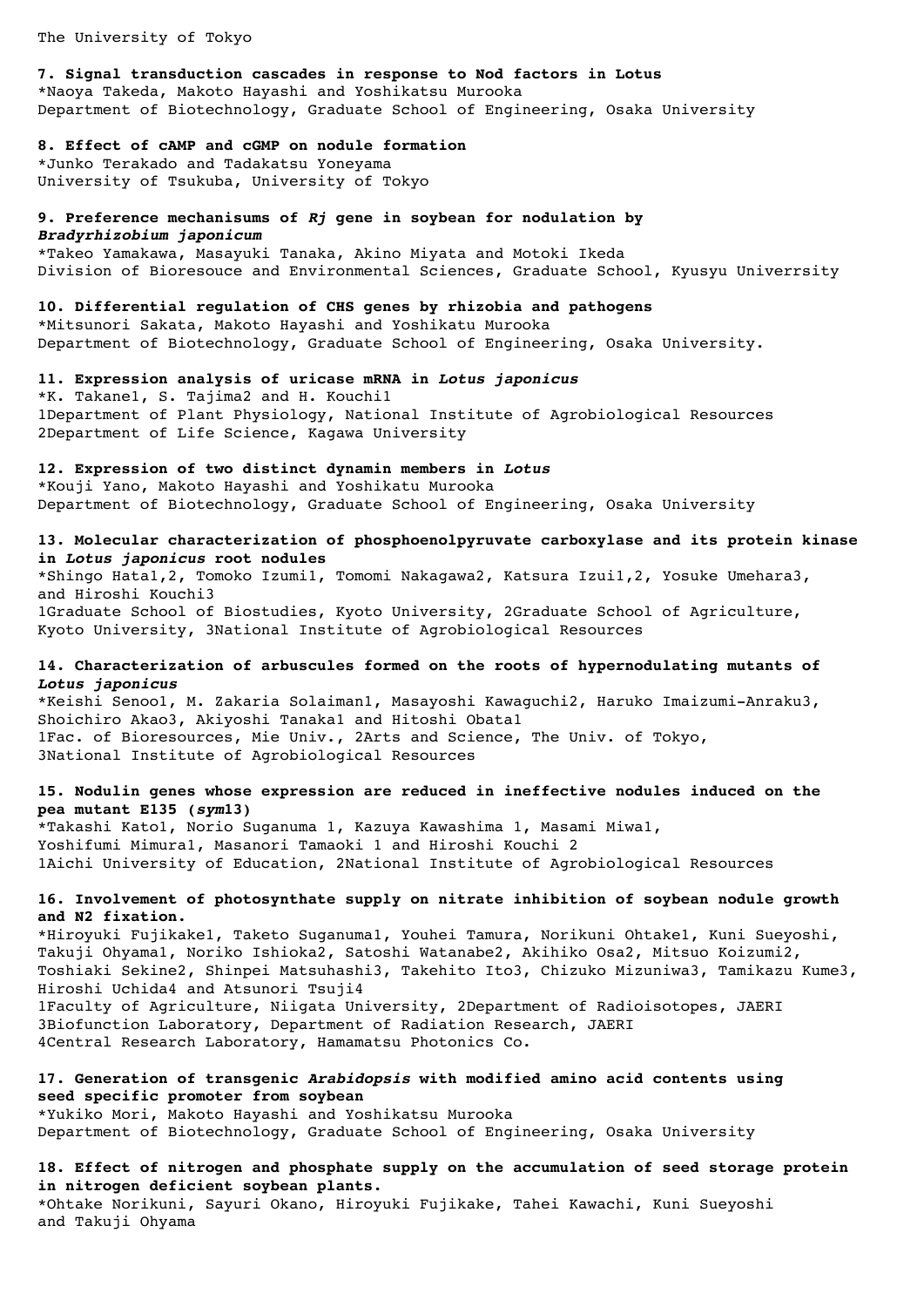The University of Tokyo

**7. Signal transduction cascades in response to Nod factors in Lotus**
*Naoya Takeda, Makoto Hayashi and Yoshikatsu Murooka
Department of Biotechnology, Graduate School of Engineering, Osaka University

**8. Effect of cAMP and cGMP on nodule formation**
*Junko Terakado and Tadakatsu Yoneyama
University of Tsukuba, University of Tokyo

**9. Preference mechanisums of *Rj* gene in soybean for nodulation by *Bradyrhizobium japonicum***
*Takeo Yamakawa, Masayuki Tanaka, Akino Miyata and Motoki Ikeda
Division of Bioresouce and Environmental Sciences, Graduate School, Kyusyu Univerrsity

**10. Differential regulation of CHS genes by rhizobia and pathogens**
*Mitsunori Sakata, Makoto Hayashi and Yoshikatu Murooka
Department of Biotechnology, Graduate School of Engineering, Osaka University.

**11. Expression analysis of uricase mRNA in *Lotus japonicus***
*K. Takane[1], S. Tajima[2] and H. Kouchi[1]
[1]Department of Plant Physiology, National Institute of Agrobiological Resources
[2]Department of Life Science, Kagawa University

**12. Expression of two distinct dynamin members in *Lotus***
*Kouji Yano, Makoto Hayashi and Yoshikatu Murooka
Department of Biotechnology, Graduate School of Engineering, Osaka University

**13. Molecular characterization of phosphoenolpyruvate carboxylase and its protein kinase in *Lotus japonicus* root nodules**
*Shingo Hata[1,2], Tomoko Izumi[1], Tomomi Nakagawa[2], Katsura Izui[1,2], Yosuke Umehara[3], and Hiroshi Kouchi[3]
[1]Graduate School of Biostudies, Kyoto University, [2]Graduate School of Agriculture, Kyoto University, [3]National Institute of Agrobiological Resources

**14. Characterization of arbuscules formed on the roots of hypernodulating mutants of *Lotus japonicus***
*Keishi Senoo[1], M. Zakaria Solaiman[1], Masayoshi Kawaguchi[2], Haruko Imaizumi-Anraku[3], Shoichiro Akao[3], Akiyoshi Tanaka[1] and Hitoshi Obata[1]
[1]Fac. of Bioresources, Mie Univ., [2]Arts and Science, The Univ. of Tokyo, [3]National Institute of Agrobiological Resources

**15. Nodulin genes whose expression are reduced in ineffective nodules induced on the pea mutant E135 (*sym13*)**
*Takashi Kato[1], Norio Suganuma [1], Kazuya Kawashima [1], Masami Miwa[1], Yoshifumi Mimura[1], Masanori Tamaoki [1] and Hiroshi Kouchi [2]
[1]Aichi University of Education, [2]National Institute of Agrobiological Resources

**16. Involvement of photosynthate supply on nitrate inhibition of soybean nodule growth and N2 fixation.**
*Hiroyuki Fujikake[1], Taketo Suganuma[1], Youhei Tamura, Norikuni Ohtake[1], Kuni Sueyoshi, Takuji Ohyama[1], Noriko Ishioka[2], Satoshi Watanabe[2], Akihiko Osa[2], Mitsuo Koizumi[2], Toshiaki Sekine[2], Shinpei Matsuhashi[3], Takehito Ito[3], Chizuko Mizuniwa[3], Tamikazu Kume[3], Hiroshi Uchida[4] and Atsunori Tsuji[4]
[1]Faculty of Agriculture, Niigata University, [2]Department of Radioisotopes, JAERI
[3]Biofunction Laboratory, Department of Radiation Research, JAERI
[4]Central Research Laboratory, Hamamatsu Photonics Co.

**17. Generation of transgenic *Arabidopsis* with modified amino acid contents using seed specific promoter from soybean**
*Yukiko Mori, Makoto Hayashi and Yoshikatsu Murooka
Department of Biotechnology, Graduate School of Engineering, Osaka University

**18. Effect of nitrogen and phosphate supply on the accumulation of seed storage protein in nitrogen deficient soybean plants.**
*Ohtake Norikuni, Sayuri Okano, Hiroyuki Fujikake, Tahei Kawachi, Kuni Sueyoshi and Takuji Ohyama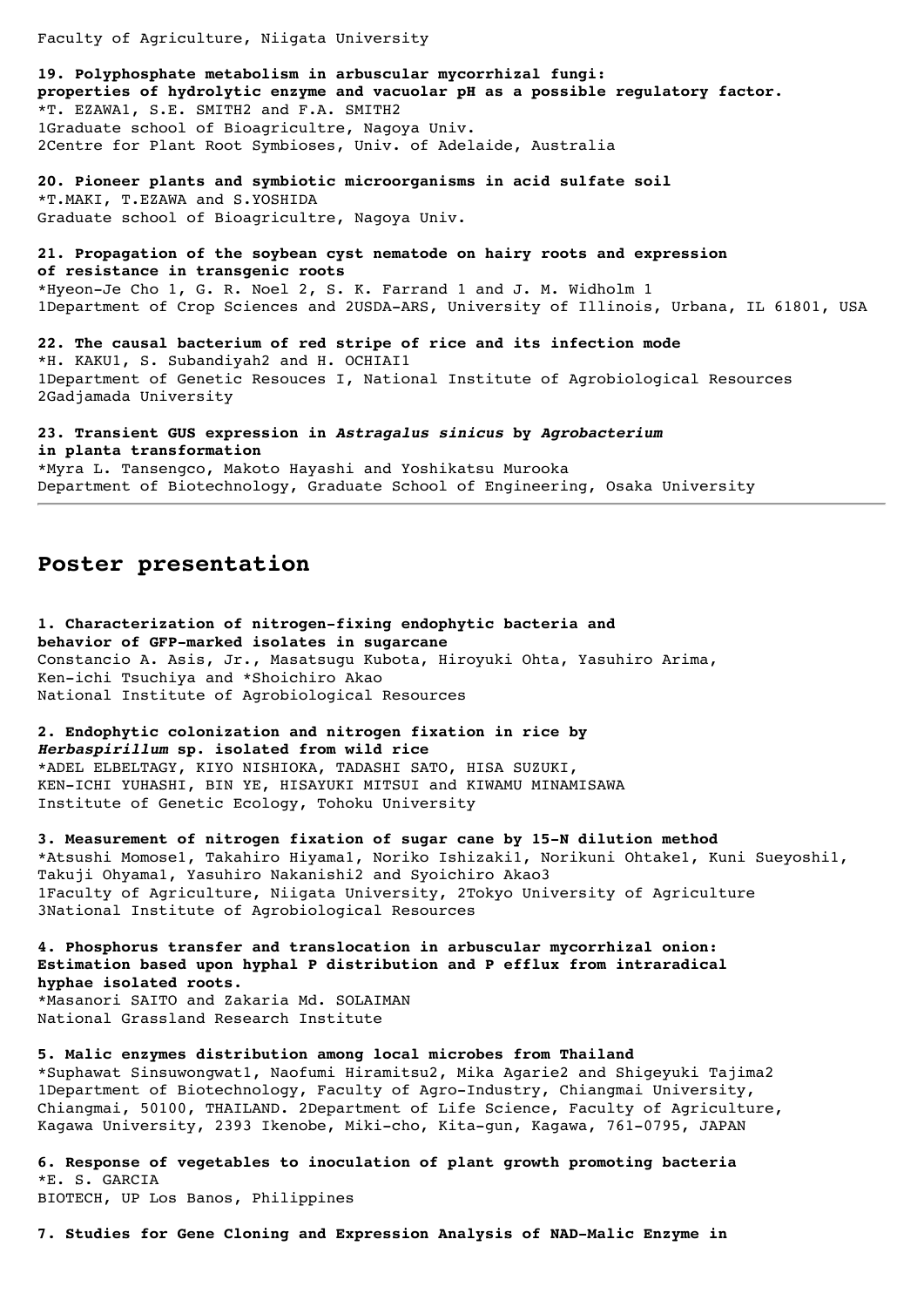Faculty of Agriculture, Niigata University

**19. Polyphosphate metabolism in arbuscular mycorrhizal fungi: properties of hydrolytic enzyme and vacuolar pH as a possible regulatory factor.**
*T. EZAWA1, S.E. SMITH2 and F.A. SMITH2
1Graduate school of Bioagricultre, Nagoya Univ.
2Centre for Plant Root Symbioses, Univ. of Adelaide, Australia

**20. Pioneer plants and symbiotic microorganisms in acid sulfate soil**
*T.MAKI, T.EZAWA and S.YOSHIDA
Graduate school of Bioagricultre, Nagoya Univ.

**21. Propagation of the soybean cyst nematode on hairy roots and expression of resistance in transgenic roots**
*Hyeon-Je Cho 1, G. R. Noel 2, S. K. Farrand 1 and J. M. Widholm 1
1Department of Crop Sciences and 2USDA-ARS, University of Illinois, Urbana, IL 61801, USA

**22. The causal bacterium of red stripe of rice and its infection mode**
*H. KAKU1, S. Subandiyah2 and H. OCHIAI1
1Department of Genetic Resouces I, National Institute of Agrobiological Resources
2Gadjamada University

**23. Transient GUS expression in *Astragalus sinicus* by *Agrobacterium* in planta transformation**
*Myra L. Tansengco, Makoto Hayashi and Yoshikatsu Murooka
Department of Biotechnology, Graduate School of Engineering, Osaka University

---

## Poster presentation

**1. Characterization of nitrogen-fixing endophytic bacteria and behavior of GFP-marked isolates in sugarcane**
Constancio A. Asis, Jr., Masatsugu Kubota, Hiroyuki Ohta, Yasuhiro Arima, Ken-ichi Tsuchiya and *Shoichiro Akao
National Institute of Agrobiological Resources

**2. Endophytic colonization and nitrogen fixation in rice by *Herbaspirillum* sp. isolated from wild rice**
*ADEL ELBELTAGY, KIYO NISHIOKA, TADASHI SATO, HISA SUZUKI, KEN-ICHI YUHASHI, BIN YE, HISAYUKI MITSUI and KIWAMU MINAMISAWA
Institute of Genetic Ecology, Tohoku University

**3. Measurement of nitrogen fixation of sugar cane by 15-N dilution method**
*Atsushi Momose1, Takahiro Hiyama1, Noriko Ishizaki1, Norikuni Ohtake1, Kuni Sueyoshi1, Takuji Ohyama1, Yasuhiro Nakanishi2 and Syoichiro Akao3
1Faculty of Agriculture, Niigata University, 2Tokyo University of Agriculture
3National Institute of Agrobiological Resources

**4. Phosphorus transfer and translocation in arbuscular mycorrhizal onion: Estimation based upon hyphal P distribution and P efflux from intraradical hyphae isolated roots.**
*Masanori SAITO and Zakaria Md. SOLAIMAN
National Grassland Research Institute

**5. Malic enzymes distribution among local microbes from Thailand**
*Suphawat Sinsuwongwat1, Naofumi Hiramitsu2, Mika Agarie2 and Shigeyuki Tajima2
1Department of Biotechnology, Faculty of Agro-Industry, Chiangmai University, Chiangmai, 50100, THAILAND. 2Department of Life Science, Faculty of Agriculture, Kagawa University, 2393 Ikenobe, Miki-cho, Kita-gun, Kagawa, 761-0795, JAPAN

**6. Response of vegetables to inoculation of plant growth promoting bacteria**
*E. S. GARCIA
BIOTECH, UP Los Banos, Philippines

**7. Studies for Gene Cloning and Expression Analysis of NAD-Malic Enzyme in**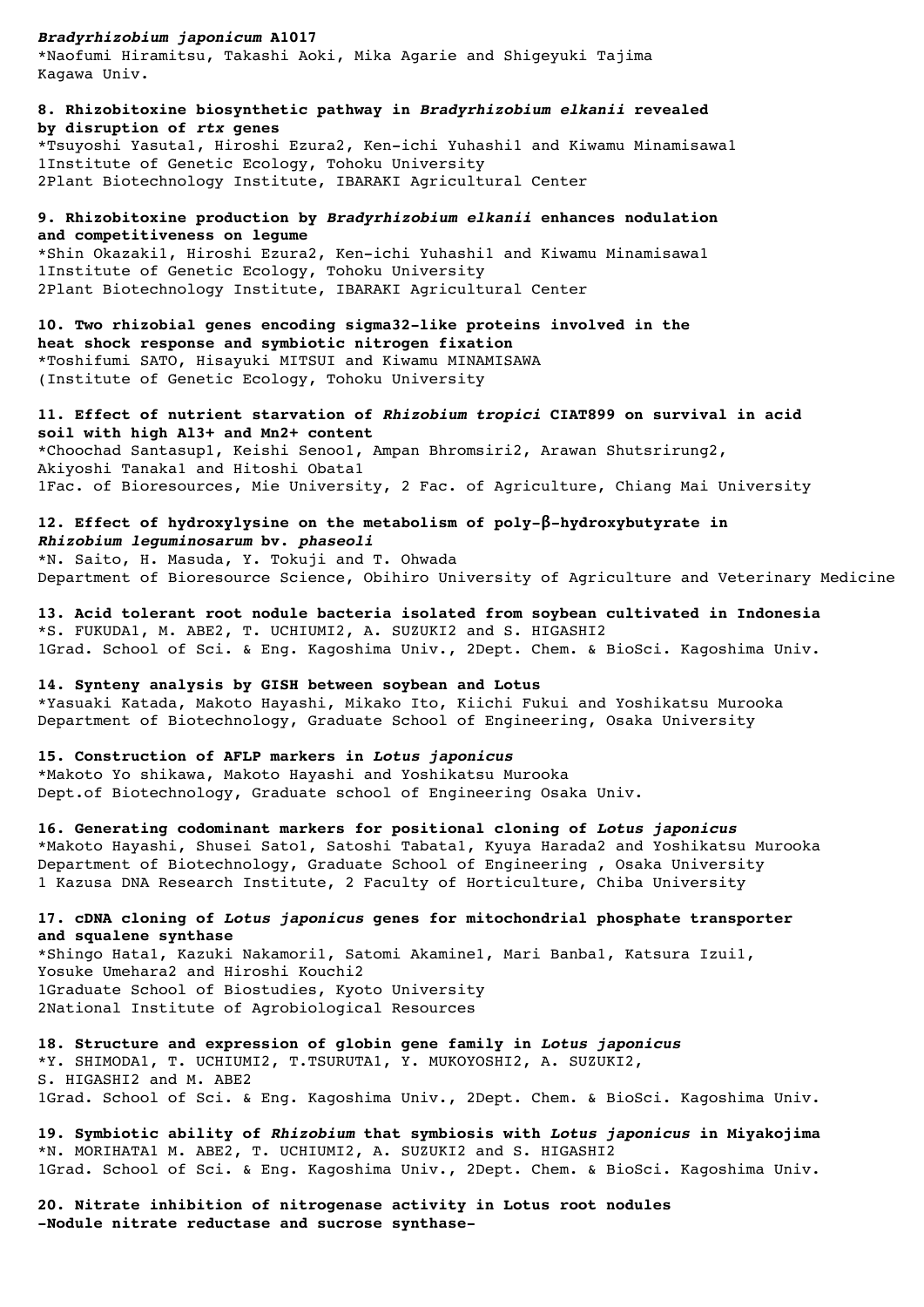***Bradyrhizobium japonicum* A1017**
*Naofumi Hiramitsu, Takashi Aoki, Mika Agarie and Shigeyuki Tajima
Kagawa Univ.

**8. Rhizobitoxine biosynthetic pathway in *Bradyrhizobium elkanii* revealed by disruption of *rtx* genes**
*Tsuyoshi Yasuta1, Hiroshi Ezura2, Ken-ichi Yuhashi1 and Kiwamu Minamisawa1
1Institute of Genetic Ecology, Tohoku University
2Plant Biotechnology Institute, IBARAKI Agricultural Center

**9. Rhizobitoxine production by *Bradyrhizobium elkanii* enhances nodulation and competitiveness on legume**
*Shin Okazaki1, Hiroshi Ezura2, Ken-ichi Yuhashi1 and Kiwamu Minamisawa1
1Institute of Genetic Ecology, Tohoku University
2Plant Biotechnology Institute, IBARAKI Agricultural Center

**10. Two rhizobial genes encoding sigma32-like proteins involved in the heat shock response and symbiotic nitrogen fixation**
*Toshifumi SATO, Hisayuki MITSUI and Kiwamu MINAMISAWA
(Institute of Genetic Ecology, Tohoku University

**11. Effect of nutrient starvation of *Rhizobium tropici* CIAT899 on survival in acid soil with high Al3+ and Mn2+ content**
*Choochad Santasup1, Keishi Senoo1, Ampan Bhromsiri2, Arawan Shutsrirung2, Akiyoshi Tanaka1 and Hitoshi Obata1
1Fac. of Bioresources, Mie University, 2 Fac. of Agriculture, Chiang Mai University

**12. Effect of hydroxylysine on the metabolism of poly-β-hydroxybutyrate in *Rhizobium leguminosarum* bv. *phaseoli***
*N. Saito, H. Masuda, Y. Tokuji and T. Ohwada
Department of Bioresource Science, Obihiro University of Agriculture and Veterinary Medicine

**13. Acid tolerant root nodule bacteria isolated from soybean cultivated in Indonesia**
*S. FUKUDA1, M. ABE2, T. UCHIUMI2, A. SUZUKI2 and S. HIGASHI2
1Grad. School of Sci. & Eng. Kagoshima Univ., 2Dept. Chem. & BioSci. Kagoshima Univ.

**14. Synteny analysis by GISH between soybean and Lotus**
*Yasuaki Katada, Makoto Hayashi, Mikako Ito, Kiichi Fukui and Yoshikatsu Murooka
Department of Biotechnology, Graduate School of Engineering, Osaka University

**15. Construction of AFLP markers in *Lotus japonicus***
*Makoto Yo shikawa, Makoto Hayashi and Yoshikatsu Murooka
Dept.of Biotechnology, Graduate school of Engineering Osaka Univ.

**16. Generating codominant markers for positional cloning of *Lotus japonicus***
*Makoto Hayashi, Shusei Sato1, Satoshi Tabata1, Kyuya Harada2 and Yoshikatsu Murooka
Department of Biotechnology, Graduate School of Engineering , Osaka University
1 Kazusa DNA Research Institute, 2 Faculty of Horticulture, Chiba University

**17. cDNA cloning of *Lotus japonicus* genes for mitochondrial phosphate transporter and squalene synthase**
*Shingo Hata1, Kazuki Nakamori1, Satomi Akamine1, Mari Banba1, Katsura Izui1, Yosuke Umehara2 and Hiroshi Kouchi2
1Graduate School of Biostudies, Kyoto University
2National Institute of Agrobiological Resources

**18. Structure and expression of globin gene family in *Lotus japonicus***
*Y. SHIMODA1, T. UCHIUMI2, T.TSURUTA1, Y. MUKOYOSHI2, A. SUZUKI2, S. HIGASHI2 and M. ABE2
1Grad. School of Sci. & Eng. Kagoshima Univ., 2Dept. Chem. & BioSci. Kagoshima Univ.

**19. Symbiotic ability of *Rhizobium* that symbiosis with *Lotus japonicus* in Miyakojima**
*N. MORIHATA1 M. ABE2, T. UCHIUMI2, A. SUZUKI2 and S. HIGASHI2
1Grad. School of Sci. & Eng. Kagoshima Univ., 2Dept. Chem. & BioSci. Kagoshima Univ.

**20. Nitrate inhibition of nitrogenase activity in Lotus root nodules -Nodule nitrate reductase and sucrose synthase-**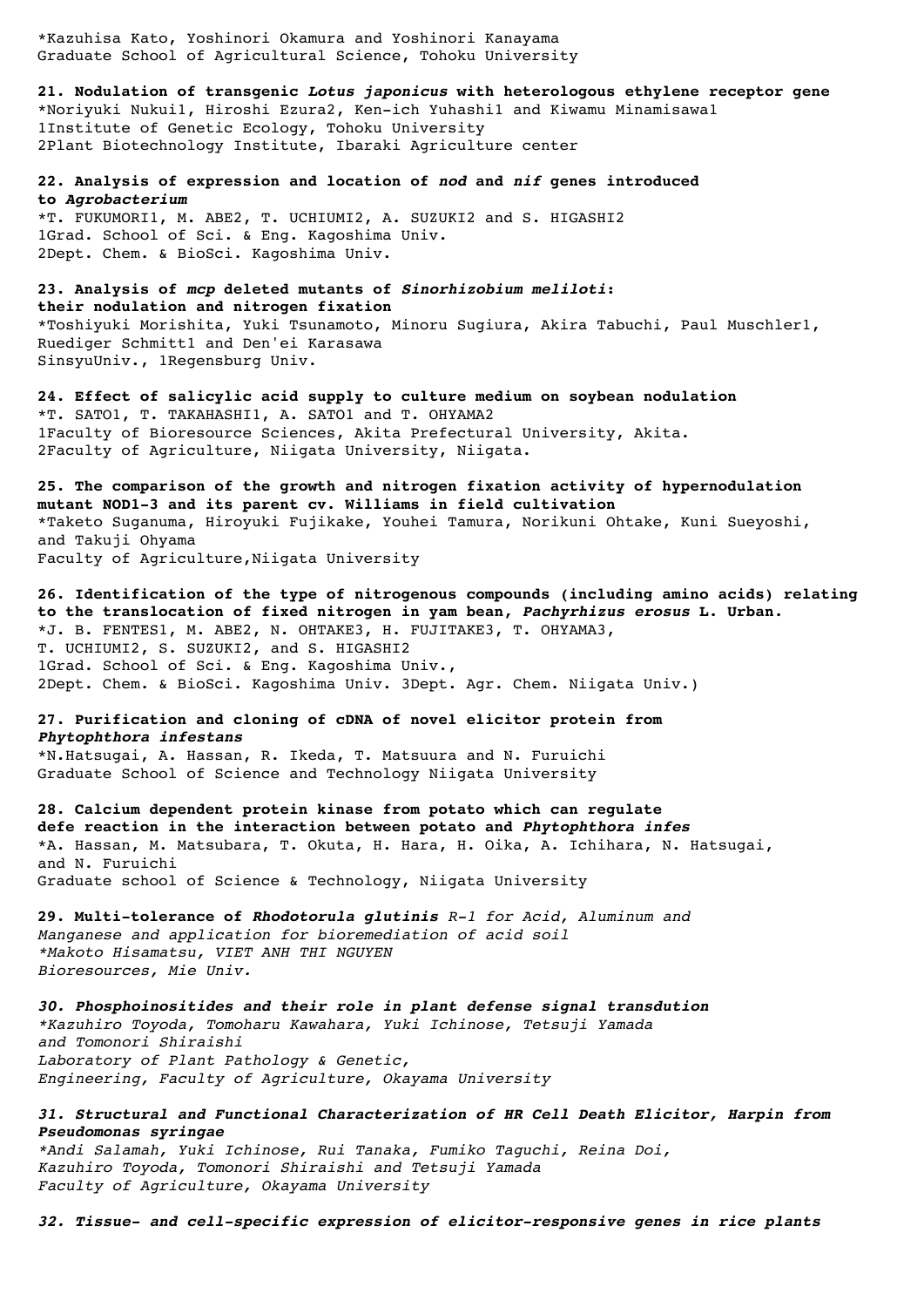*Kazuhisa Kato, Yoshinori Okamura and Yoshinori Kanayama
Graduate School of Agricultural Science, Tohoku University

**21. Nodulation of transgenic *Lotus japonicus* with heterologous ethylene receptor gene**
*Noriyuki Nukui1, Hiroshi Ezura2, Ken-ich Yuhashi1 and Kiwamu Minamisawa1
1Institute of Genetic Ecology, Tohoku University
2Plant Biotechnology Institute, Ibaraki Agriculture center

**22. Analysis of expression and location of *nod* and *nif* genes introduced to *Agrobacterium***
*T. FUKUMORI1, M. ABE2, T. UCHIUMI2, A. SUZUKI2 and S. HIGASHI2
1Grad. School of Sci. & Eng. Kagoshima Univ.
2Dept. Chem. & BioSci. Kagoshima Univ.

**23. Analysis of *mcp* deleted mutants of *Sinorhizobium meliloti*: their nodulation and nitrogen fixation**
*Toshiyuki Morishita, Yuki Tsunamoto, Minoru Sugiura, Akira Tabuchi, Paul Muschler1, Ruediger Schmitt1 and Den'ei Karasawa
SinsyuUniv., 1Regensburg Univ.

**24. Effect of salicylic acid supply to culture medium on soybean nodulation**
*T. SATO1, T. TAKAHASHI1, A. SATO1 and T. OHYAMA2
1Faculty of Bioresource Sciences, Akita Prefectural University, Akita.
2Faculty of Agriculture, Niigata University, Niigata.

**25. The comparison of the growth and nitrogen fixation activity of hypernodulation mutant NOD1-3 and its parent cv. Williams in field cultivation**
*Taketo Suganuma, Hiroyuki Fujikake, Youhei Tamura, Norikuni Ohtake, Kuni Sueyoshi, and Takuji Ohyama
Faculty of Agriculture,Niigata University

**26. Identification of the type of nitrogenous compounds (including amino acids) relating to the translocation of fixed nitrogen in yam bean, *Pachyrhizus erosus* L. Urban.**
*J. B. FENTES1, M. ABE2, N. OHTAKE3, H. FUJITAKE3, T. OHYAMA3, T. UCHIUMI2, S. SUZUKI2, and S. HIGASHI2
1Grad. School of Sci. & Eng. Kagoshima Univ.,
2Dept. Chem. & BioSci. Kagoshima Univ. 3Dept. Agr. Chem. Niigata Univ.)

**27. Purification and cloning of cDNA of novel elicitor protein from *Phytophthora infestans***
*N.Hatsugai, A. Hassan, R. Ikeda, T. Matsuura and N. Furuichi
Graduate School of Science and Technology Niigata University

**28. Calcium dependent protein kinase from potato which can regulate defe reaction in the interaction between potato and *Phytophthora infes***
*A. Hassan, M. Matsubara, T. Okuta, H. Hara, H. Oika, A. Ichihara, N. Hatsugai, and N. Furuichi
Graduate school of Science & Technology, Niigata University

**29. Multi-tolerance of *Rhodotorula glutinis* R-1 for Acid, Aluminum and Manganese and application for bioremediation of acid soil**
*\*Makoto Hisamatsu, VIET ANH THI NGUYEN*
*Bioresources, Mie Univ.*

***30. Phosphoinositides and their role in plant defense signal transdution***
*\*Kazuhiro Toyoda, Tomoharu Kawahara, Yuki Ichinose, Tetsuji Yamada and Tomonori Shiraishi*
*Laboratory of Plant Pathology & Genetic,*
*Engineering, Faculty of Agriculture, Okayama University*

***31. Structural and Functional Characterization of HR Cell Death Elicitor, Harpin from Pseudomonas syringae***
*\*Andi Salamah, Yuki Ichinose, Rui Tanaka, Fumiko Taguchi, Reina Doi, Kazuhiro Toyoda, Tomonori Shiraishi and Tetsuji Yamada*
*Faculty of Agriculture, Okayama University*

***32. Tissue- and cell-specific expression of elicitor-responsive genes in rice plants***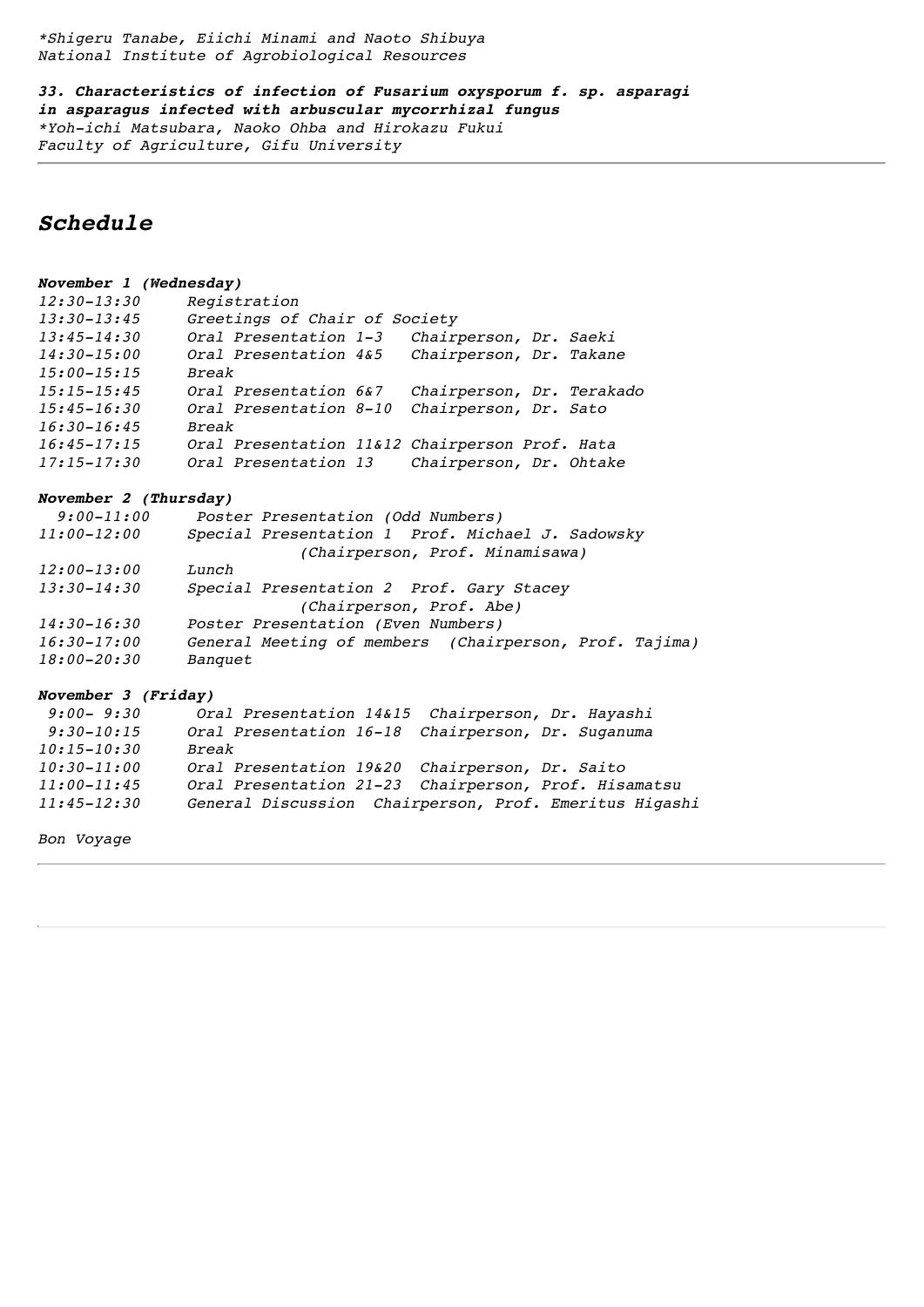*\*Shigeru Tanabe, Eiichi Minami and Naoto Shibuya*
*National Institute of Agrobiological Resources*

***33. Characteristics of infection of Fusarium oxysporum f. sp. asparagi in asparagus infected with arbuscular mycorrhizal fungus***
*\*Yoh-ichi Matsubara, Naoko Ohba and Hirokazu Fukui*
*Faculty of Agriculture, Gifu University*

---

## *Schedule*

***November 1 (Wednesday)***

| | | |
|---|---|---|
| *12:30-13:30* | *Registration* | |
| *13:30-13:45* | *Greetings of Chair of Society* | |
| *13:45-14:30* | *Oral Presentation 1-3* | *Chairperson, Dr. Saeki* |
| *14:30-15:00* | *Oral Presentation 4&5* | *Chairperson, Dr. Takane* |
| *15:00-15:15* | *Break* | |
| *15:15-15:45* | *Oral Presentation 6&7* | *Chairperson, Dr. Terakado* |
| *15:45-16:30* | *Oral Presentation 8-10* | *Chairperson, Dr. Sato* |
| *16:30-16:45* | *Break* | |
| *16:45-17:15* | *Oral Presentation 11&12* | *Chairperson Prof. Hata* |
| *17:15-17:30* | *Oral Presentation 13* | *Chairperson, Dr. Ohtake* |

***November 2 (Thursday)***

| | |
|---|---|
| *9:00-11:00* | *Poster Presentation (Odd Numbers)* |
| *11:00-12:00* | *Special Presentation 1 Prof. Michael J. Sadowsky (Chairperson, Prof. Minamisawa)* |
| *12:00-13:00* | *Lunch* |
| *13:30-14:30* | *Special Presentation 2 Prof. Gary Stacey (Chairperson, Prof. Abe)* |
| *14:30-16:30* | *Poster Presentation (Even Numbers)* |
| *16:30-17:00* | *General Meeting of members (Chairperson, Prof. Tajima)* |
| *18:00-20:30* | *Banquet* |

***November 3 (Friday)***

| | | |
|---|---|---|
| *9:00- 9:30* | *Oral Presentation 14&15* | *Chairperson, Dr. Hayashi* |
| *9:30-10:15* | *Oral Presentation 16-18* | *Chairperson, Dr. Suganuma* |
| *10:15-10:30* | *Break* | |
| *10:30-11:00* | *Oral Presentation 19&20* | *Chairperson, Dr. Saito* |
| *11:00-11:45* | *Oral Presentation 21-23* | *Chairperson, Prof. Hisamatsu* |
| *11:45-12:30* | *General Discussion* | *Chairperson, Prof. Emeritus Higashi* |

*Bon Voyage*